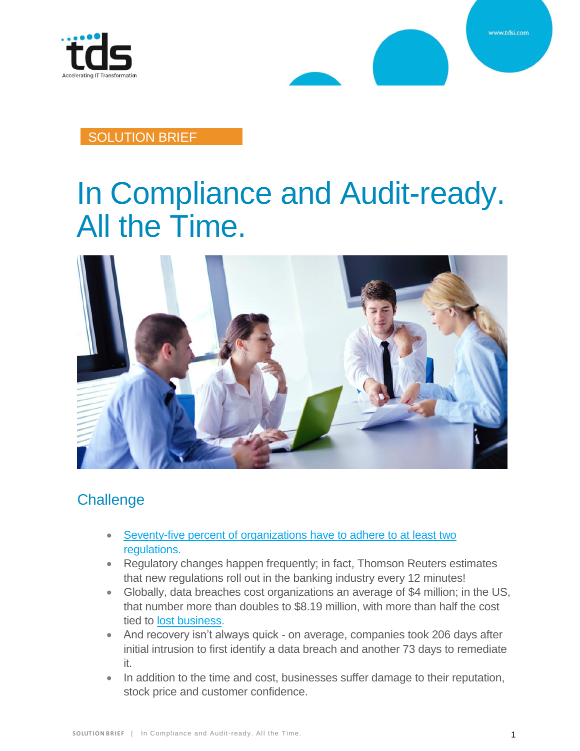SOLUTION BRIEF

# In Compliance and Audit-ready. All the Time.

## Challenge

- Seventy-five percent of organizations have to adhere to at least two regulations.
- Regulatory changes happen frequently; in fact, Thomson Reuters estimates that new regulations roll out in the banking industry every 12 minutes!
- Globally, data breaches cost organizations an average of $4 million; in the US, that number more than doubles to $8.19 million, with more than half the cost tied to lost business.
- And recovery isn't always quick - on average, companies took 206 days after initial intrusion to first identify a data breach and another 73 days to remediate it.
- In addition to the time and cost, businesses suffer damage to their reputation, stock price and customer confidence.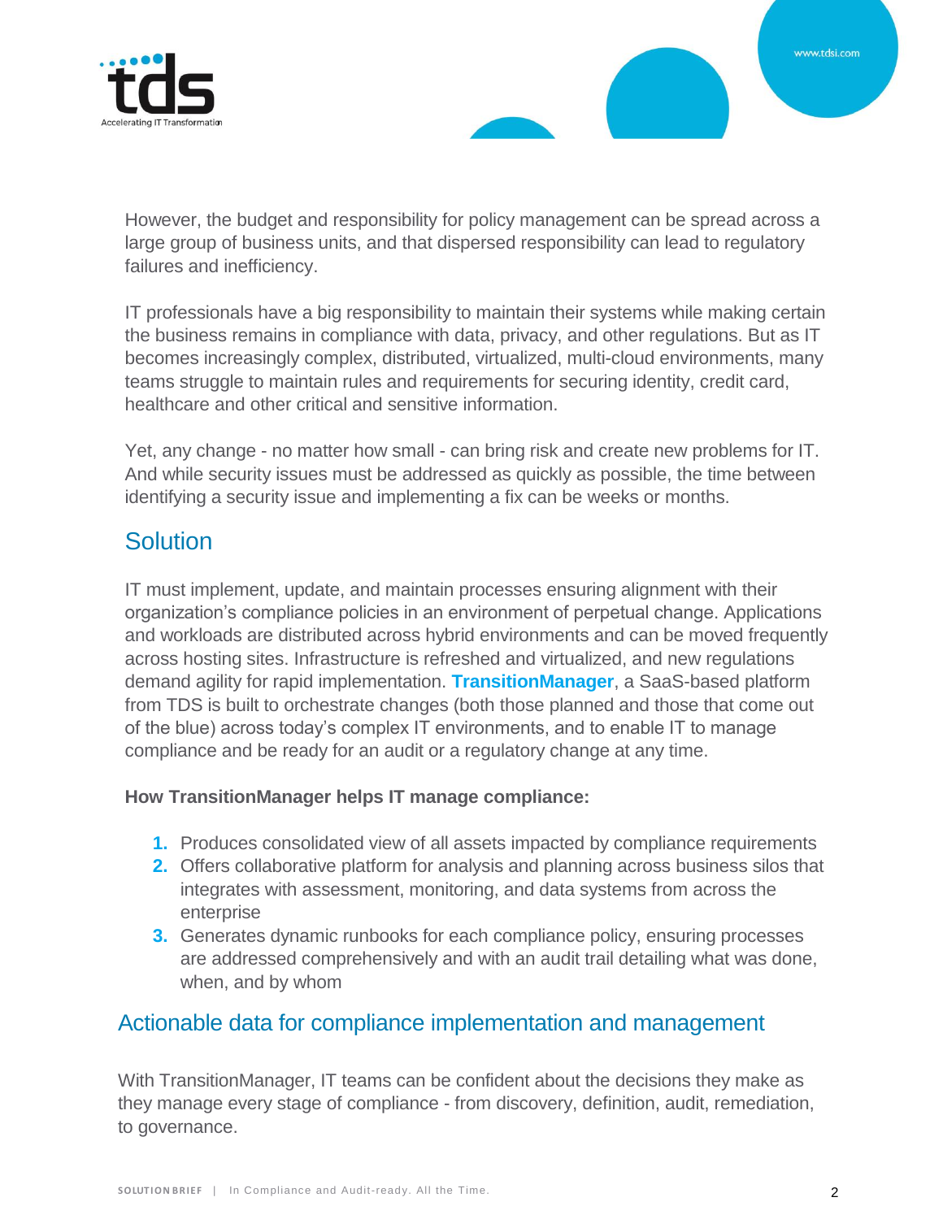However, the budget and responsibility for policy management can be spread across a large group of business units, and that dispersed responsibility can lead to regulatory failures and inefficiency.

IT professionals have a big responsibility to maintain their systems while making certain the business remains in compliance with data, privacy, and other regulations. But as IT becomes increasingly complex, distributed, virtualized, multi-cloud environments, many teams struggle to maintain rules and requirements for securing identity, credit card, healthcare and other critical and sensitive information.

Yet, any change - no matter how small - can bring risk and create new problems for IT. And while security issues must be addressed as quickly as possible, the time between identifying a security issue and implementing a fix can be weeks or months.

## Solution

IT must implement, update, and maintain processes ensuring alignment with their organization's compliance policies in an environment of perpetual change. Applications and workloads are distributed across hybrid environments and can be moved frequently across hosting sites. Infrastructure is refreshed and virtualized, and new regulations demand agility for rapid implementation. **TransitionManager**, a SaaS-based platform from TDS is built to orchestrate changes (both those planned and those that come out of the blue) across today's complex IT environments, and to enable IT to manage compliance and be ready for an audit or a regulatory change at any time.

**How TransitionManager helps IT manage compliance:**

1. Produces consolidated view of all assets impacted by compliance requirements
2. Offers collaborative platform for analysis and planning across business silos that integrates with assessment, monitoring, and data systems from across the enterprise
3. Generates dynamic runbooks for each compliance policy, ensuring processes are addressed comprehensively and with an audit trail detailing what was done, when, and by whom

## Actionable data for compliance implementation and management

With TransitionManager, IT teams can be confident about the decisions they make as they manage every stage of compliance - from discovery, definition, audit, remediation, to governance.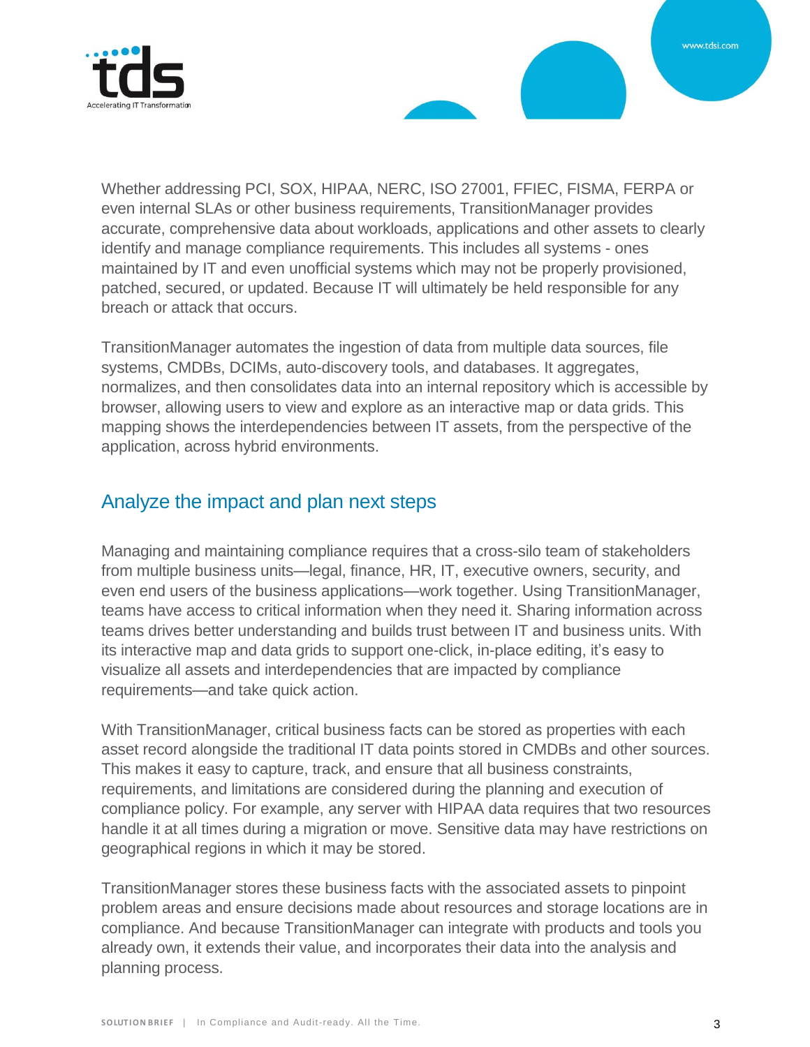Whether addressing PCI, SOX, HIPAA, NERC, ISO 27001, FFIEC, FISMA, FERPA or even internal SLAs or other business requirements, TransitionManager provides accurate, comprehensive data about workloads, applications and other assets to clearly identify and manage compliance requirements. This includes all systems - ones maintained by IT and even unofficial systems which may not be properly provisioned, patched, secured, or updated. Because IT will ultimately be held responsible for any breach or attack that occurs.

TransitionManager automates the ingestion of data from multiple data sources, file systems, CMDBs, DCIMs, auto-discovery tools, and databases. It aggregates, normalizes, and then consolidates data into an internal repository which is accessible by browser, allowing users to view and explore as an interactive map or data grids. This mapping shows the interdependencies between IT assets, from the perspective of the application, across hybrid environments.

## Analyze the impact and plan next steps

Managing and maintaining compliance requires that a cross-silo team of stakeholders from multiple business units—legal, finance, HR, IT, executive owners, security, and even end users of the business applications—work together. Using TransitionManager, teams have access to critical information when they need it. Sharing information across teams drives better understanding and builds trust between IT and business units. With its interactive map and data grids to support one-click, in-place editing, it's easy to visualize all assets and interdependencies that are impacted by compliance requirements—and take quick action.

With TransitionManager, critical business facts can be stored as properties with each asset record alongside the traditional IT data points stored in CMDBs and other sources. This makes it easy to capture, track, and ensure that all business constraints, requirements, and limitations are considered during the planning and execution of compliance policy. For example, any server with HIPAA data requires that two resources handle it at all times during a migration or move. Sensitive data may have restrictions on geographical regions in which it may be stored.

TransitionManager stores these business facts with the associated assets to pinpoint problem areas and ensure decisions made about resources and storage locations are in compliance. And because TransitionManager can integrate with products and tools you already own, it extends their value, and incorporates their data into the analysis and planning process.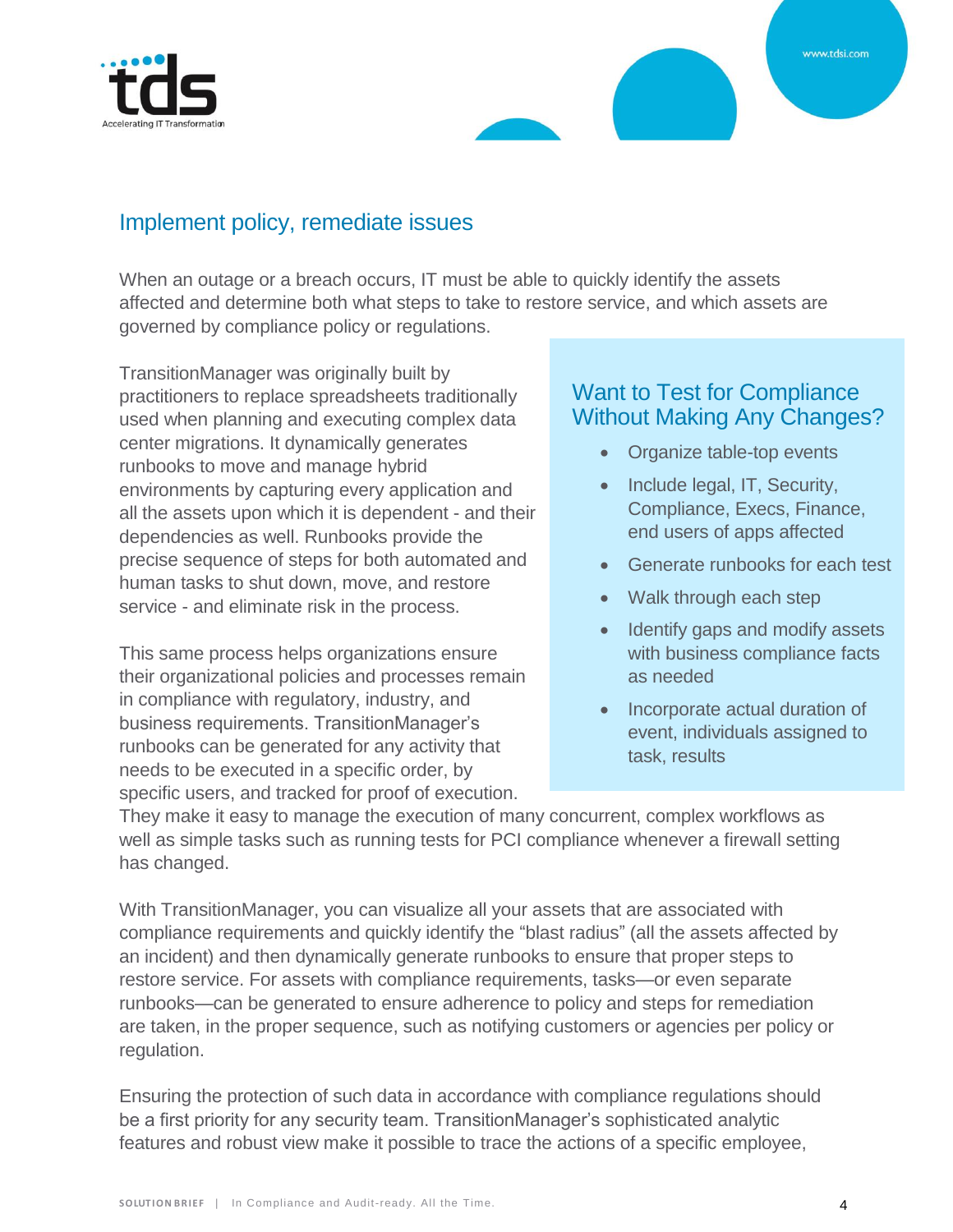## Implement policy, remediate issues

When an outage or a breach occurs, IT must be able to quickly identify the assets affected and determine both what steps to take to restore service, and which assets are governed by compliance policy or regulations.

TransitionManager was originally built by practitioners to replace spreadsheets traditionally used when planning and executing complex data center migrations. It dynamically generates runbooks to move and manage hybrid environments by capturing every application and all the assets upon which it is dependent - and their dependencies as well. Runbooks provide the precise sequence of steps for both automated and human tasks to shut down, move, and restore service - and eliminate risk in the process.

This same process helps organizations ensure their organizational policies and processes remain in compliance with regulatory, industry, and business requirements. TransitionManager's runbooks can be generated for any activity that needs to be executed in a specific order, by specific users, and tracked for proof of execution. They make it easy to manage the execution of many concurrent, complex workflows as well as simple tasks such as running tests for PCI compliance whenever a firewall setting has changed.

### Want to Test for Compliance Without Making Any Changes?

- Organize table-top events
- Include legal, IT, Security, Compliance, Execs, Finance, end users of apps affected
- Generate runbooks for each test
- Walk through each step
- Identify gaps and modify assets with business compliance facts as needed
- Incorporate actual duration of event, individuals assigned to task, results

With TransitionManager, you can visualize all your assets that are associated with compliance requirements and quickly identify the "blast radius" (all the assets affected by an incident) and then dynamically generate runbooks to ensure that proper steps to restore service. For assets with compliance requirements, tasks—or even separate runbooks—can be generated to ensure adherence to policy and steps for remediation are taken, in the proper sequence, such as notifying customers or agencies per policy or regulation.

Ensuring the protection of such data in accordance with compliance regulations should be a first priority for any security team. TransitionManager's sophisticated analytic features and robust view make it possible to trace the actions of a specific employee,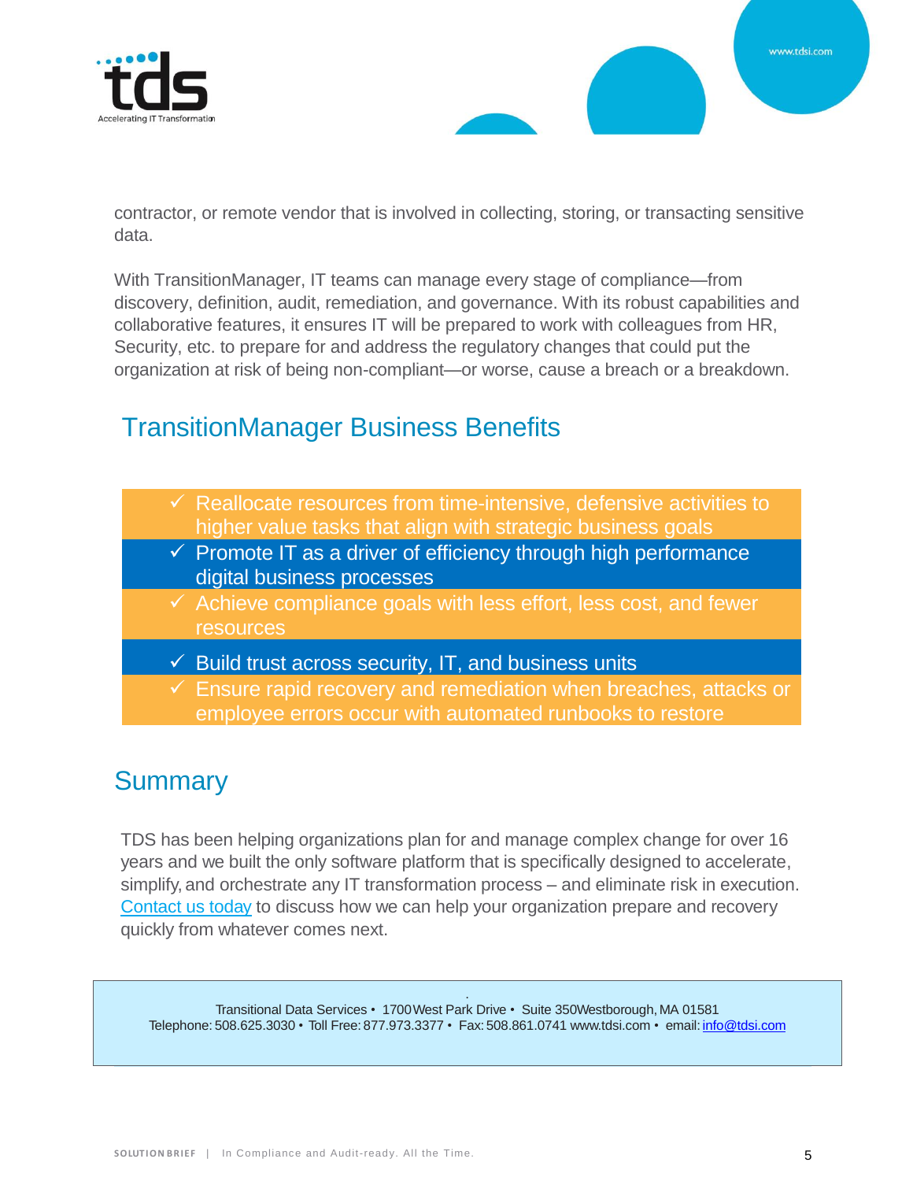contractor, or remote vendor that is involved in collecting, storing, or transacting sensitive data.

With TransitionManager, IT teams can manage every stage of compliance—from discovery, definition, audit, remediation, and governance. With its robust capabilities and collaborative features, it ensures IT will be prepared to work with colleagues from HR, Security, etc. to prepare for and address the regulatory changes that could put the organization at risk of being non-compliant—or worse, cause a breach or a breakdown.

## TransitionManager Business Benefits

- ✓ Reallocate resources from time-intensive, defensive activities to higher value tasks that align with strategic business goals
- ✓ Promote IT as a driver of efficiency through high performance digital business processes
- ✓ Achieve compliance goals with less effort, less cost, and fewer resources
- ✓ Build trust across security, IT, and business units
- ✓ Ensure rapid recovery and remediation when breaches, attacks or employee errors occur with automated runbooks to restore

## Summary

TDS has been helping organizations plan for and manage complex change for over 16 years and we built the only software platform that is specifically designed to accelerate, simplify, and orchestrate any IT transformation process – and eliminate risk in execution. [Contact us today] to discuss how we can help your organization prepare and recovery quickly from whatever comes next.

Transitional Data Services • 1700 West Park Drive • Suite 350Westborough, MA 01581
Telephone: 508.625.3030 • Toll Free: 877.973.3377 • Fax: 508.861.0741 www.tdsi.com • email: info@tdsi.com